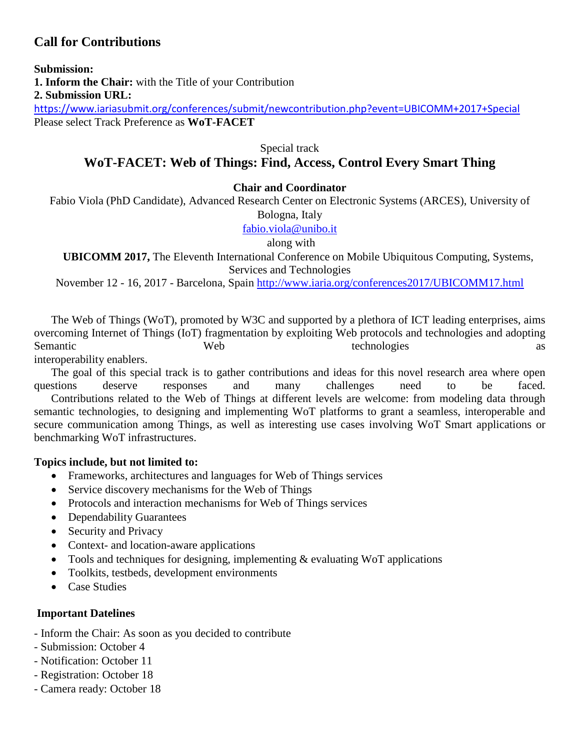# Call for Contributions

**Submission:**
**1. Inform the Chair:** with the Title of your Contribution
**2. Submission URL:**
https://www.iariasubmit.org/conferences/submit/newcontribution.php?event=UBICOMM+2017+Special
Please select Track Preference as **WoT-FACET**

Special track

## WoT-FACET: Web of Things: Find, Access, Control Every Smart Thing

**Chair and Coordinator**

Fabio Viola (PhD Candidate), Advanced Research Center on Electronic Systems (ARCES), University of Bologna, Italy
fabio.viola@unibo.it

along with

**UBICOMM 2017,** The Eleventh International Conference on Mobile Ubiquitous Computing, Systems, Services and Technologies
November 12 - 16, 2017 - Barcelona, Spain http://www.iaria.org/conferences2017/UBICOMM17.html

The Web of Things (WoT), promoted by W3C and supported by a plethora of ICT leading enterprises, aims overcoming Internet of Things (IoT) fragmentation by exploiting Web protocols and technologies and adopting Semantic Web technologies as interoperability enablers.

The goal of this special track is to gather contributions and ideas for this novel research area where open questions deserve responses and many challenges need to be faced.

Contributions related to the Web of Things at different levels are welcome: from modeling data through semantic technologies, to designing and implementing WoT platforms to grant a seamless, interoperable and secure communication among Things, as well as interesting use cases involving WoT Smart applications or benchmarking WoT infrastructures.

**Topics include, but not limited to:**

- Frameworks, architectures and languages for Web of Things services
- Service discovery mechanisms for the Web of Things
- Protocols and interaction mechanisms for Web of Things services
- Dependability Guarantees
- Security and Privacy
- Context- and location-aware applications
- Tools and techniques for designing, implementing & evaluating WoT applications
- Toolkits, testbeds, development environments
- Case Studies

**Important Datelines**

- Inform the Chair: As soon as you decided to contribute
- Submission: October 4
- Notification: October 11
- Registration: October 18
- Camera ready: October 18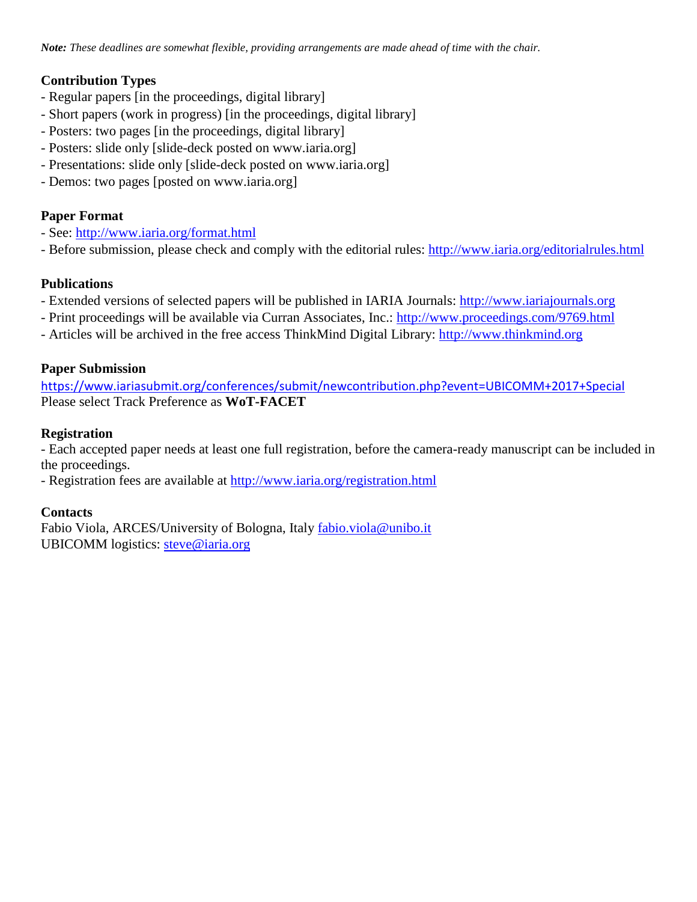***Note:*** *These deadlines are somewhat flexible, providing arrangements are made ahead of time with the chair.*

### Contribution Types

- Regular papers [in the proceedings, digital library]
- Short papers (work in progress) [in the proceedings, digital library]
- Posters: two pages [in the proceedings, digital library]
- Posters: slide only [slide-deck posted on www.iaria.org]
- Presentations: slide only [slide-deck posted on www.iaria.org]
- Demos: two pages [posted on www.iaria.org]

### Paper Format

- See: http://www.iaria.org/format.html
- Before submission, please check and comply with the editorial rules: http://www.iaria.org/editorialrules.html

### Publications

- Extended versions of selected papers will be published in IARIA Journals: http://www.iariajournals.org
- Print proceedings will be available via Curran Associates, Inc.: http://www.proceedings.com/9769.html
- Articles will be archived in the free access ThinkMind Digital Library: http://www.thinkmind.org

### Paper Submission

https://www.iariasubmit.org/conferences/submit/newcontribution.php?event=UBICOMM+2017+Special
Please select Track Preference as **WoT-FACET**

### Registration

- Each accepted paper needs at least one full registration, before the camera-ready manuscript can be included in the proceedings.
- Registration fees are available at http://www.iaria.org/registration.html

### Contacts

Fabio Viola, ARCES/University of Bologna, Italy fabio.viola@unibo.it
UBICOMM logistics: steve@iaria.org